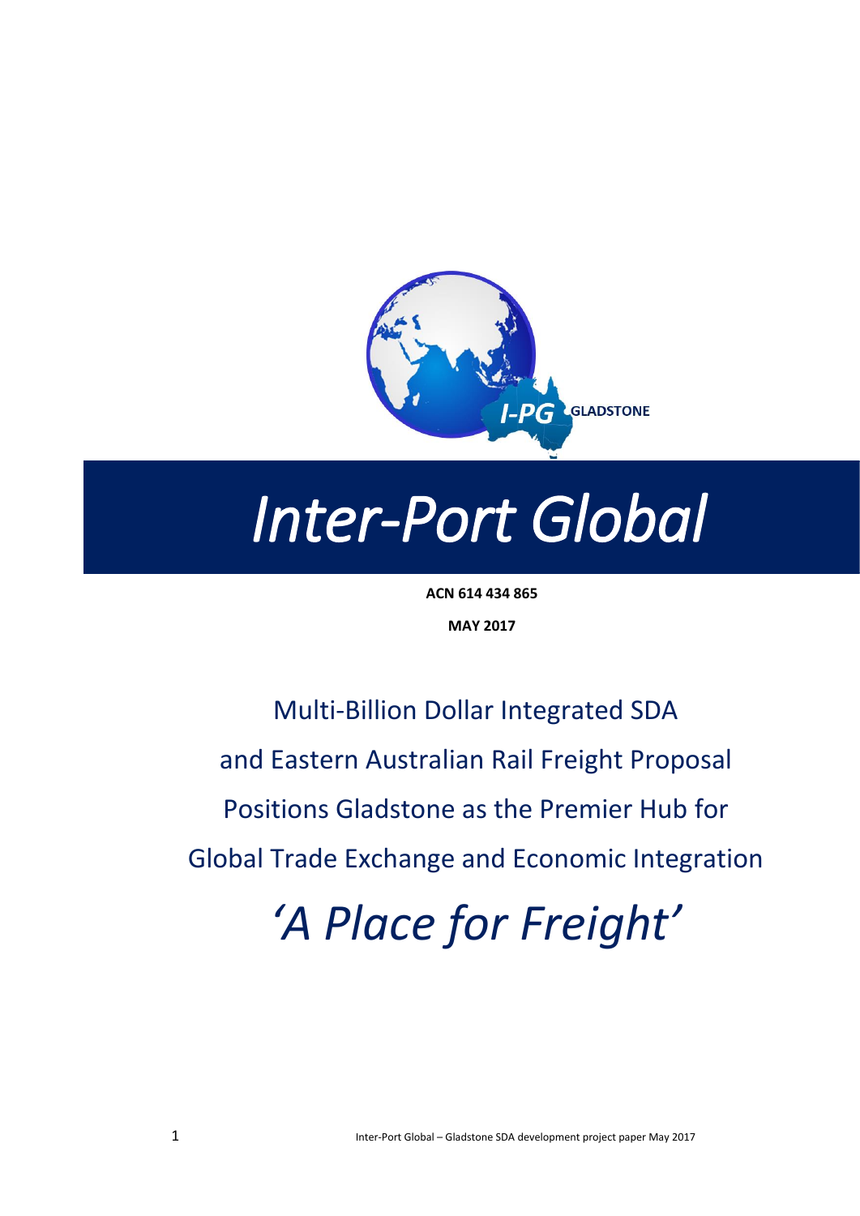I-PG GLADSTONE

# *Inter-Port Global*

**ACN 614 434 865**

**MAY 2017**

## Multi-Billion Dollar Integrated SDA and Eastern Australian Rail Freight Proposal Positions Gladstone as the Premier Hub for Global Trade Exchange and Economic Integration

# *'A Place for Freight'*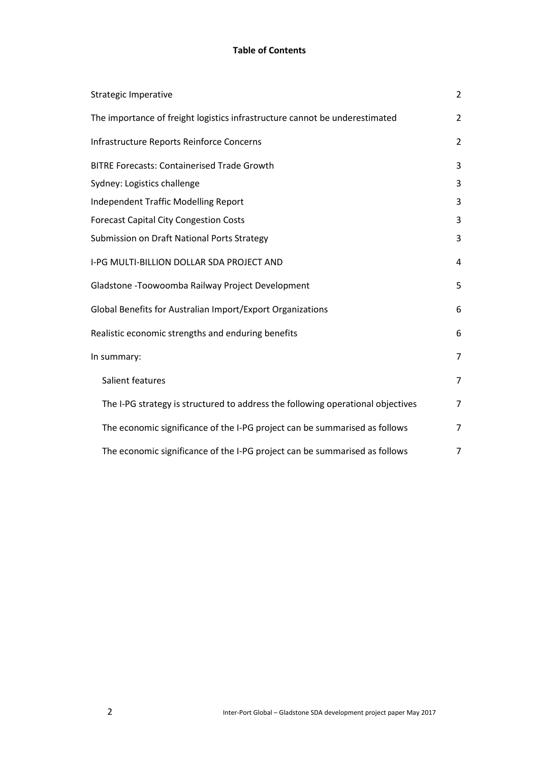**Table of Contents**

| | |
|---|---|
| Strategic Imperative | 2 |
| The importance of freight logistics infrastructure cannot be underestimated | 2 |
| Infrastructure Reports Reinforce Concerns | 2 |
| BITRE Forecasts: Containerised Trade Growth | 3 |
| Sydney: Logistics challenge | 3 |
| Independent Traffic Modelling Report | 3 |
| Forecast Capital City Congestion Costs | 3 |
| Submission on Draft National Ports Strategy | 3 |
| I-PG MULTI-BILLION DOLLAR SDA PROJECT AND | 4 |
| Gladstone -Toowoomba Railway Project Development | 5 |
| Global Benefits for Australian Import/Export Organizations | 6 |
| Realistic economic strengths and enduring benefits | 6 |
| In summary: | 7 |
| Salient features | 7 |
| The I-PG strategy is structured to address the following operational objectives | 7 |
| The economic significance of the I-PG project can be summarised as follows | 7 |
| The economic significance of the I-PG project can be summarised as follows | 7 |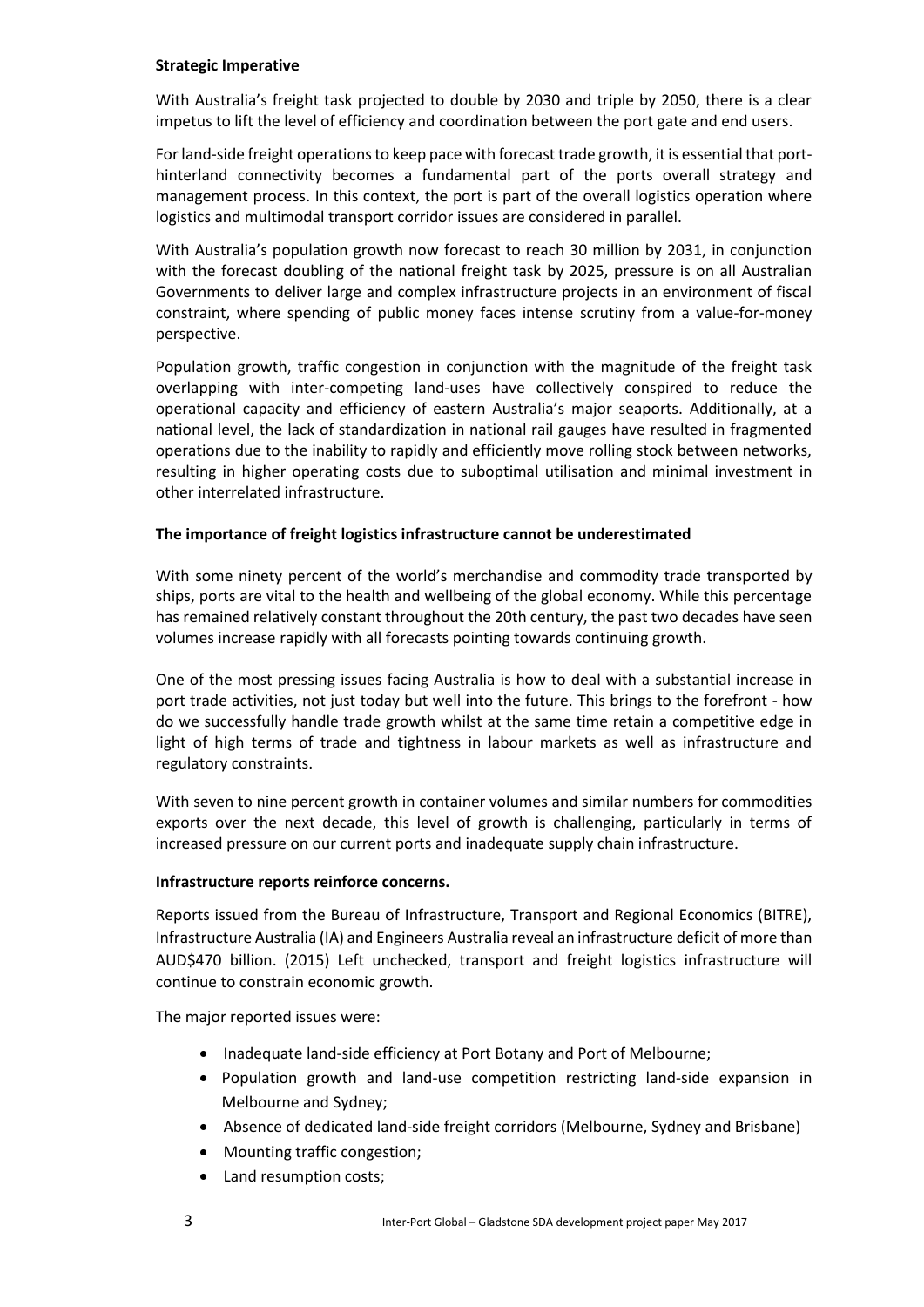**Strategic Imperative**

With Australia's freight task projected to double by 2030 and triple by 2050, there is a clear impetus to lift the level of efficiency and coordination between the port gate and end users.

For land-side freight operations to keep pace with forecast trade growth, it is essential that port-hinterland connectivity becomes a fundamental part of the ports overall strategy and management process. In this context, the port is part of the overall logistics operation where logistics and multimodal transport corridor issues are considered in parallel.

With Australia's population growth now forecast to reach 30 million by 2031, in conjunction with the forecast doubling of the national freight task by 2025, pressure is on all Australian Governments to deliver large and complex infrastructure projects in an environment of fiscal constraint, where spending of public money faces intense scrutiny from a value-for-money perspective.

Population growth, traffic congestion in conjunction with the magnitude of the freight task overlapping with inter-competing land-uses have collectively conspired to reduce the operational capacity and efficiency of eastern Australia's major seaports. Additionally, at a national level, the lack of standardization in national rail gauges have resulted in fragmented operations due to the inability to rapidly and efficiently move rolling stock between networks, resulting in higher operating costs due to suboptimal utilisation and minimal investment in other interrelated infrastructure.

**The importance of freight logistics infrastructure cannot be underestimated**

With some ninety percent of the world's merchandise and commodity trade transported by ships, ports are vital to the health and wellbeing of the global economy. While this percentage has remained relatively constant throughout the 20th century, the past two decades have seen volumes increase rapidly with all forecasts pointing towards continuing growth.

One of the most pressing issues facing Australia is how to deal with a substantial increase in port trade activities, not just today but well into the future. This brings to the forefront - how do we successfully handle trade growth whilst at the same time retain a competitive edge in light of high terms of trade and tightness in labour markets as well as infrastructure and regulatory constraints.

With seven to nine percent growth in container volumes and similar numbers for commodities exports over the next decade, this level of growth is challenging, particularly in terms of increased pressure on our current ports and inadequate supply chain infrastructure.

**Infrastructure reports reinforce concerns.**

Reports issued from the Bureau of Infrastructure, Transport and Regional Economics (BITRE), Infrastructure Australia (IA) and Engineers Australia reveal an infrastructure deficit of more than AUD$470 billion. (2015) Left unchecked, transport and freight logistics infrastructure will continue to constrain economic growth.

The major reported issues were:

- Inadequate land-side efficiency at Port Botany and Port of Melbourne;
- Population growth and land-use competition restricting land-side expansion in Melbourne and Sydney;
- Absence of dedicated land-side freight corridors (Melbourne, Sydney and Brisbane)
- Mounting traffic congestion;
- Land resumption costs;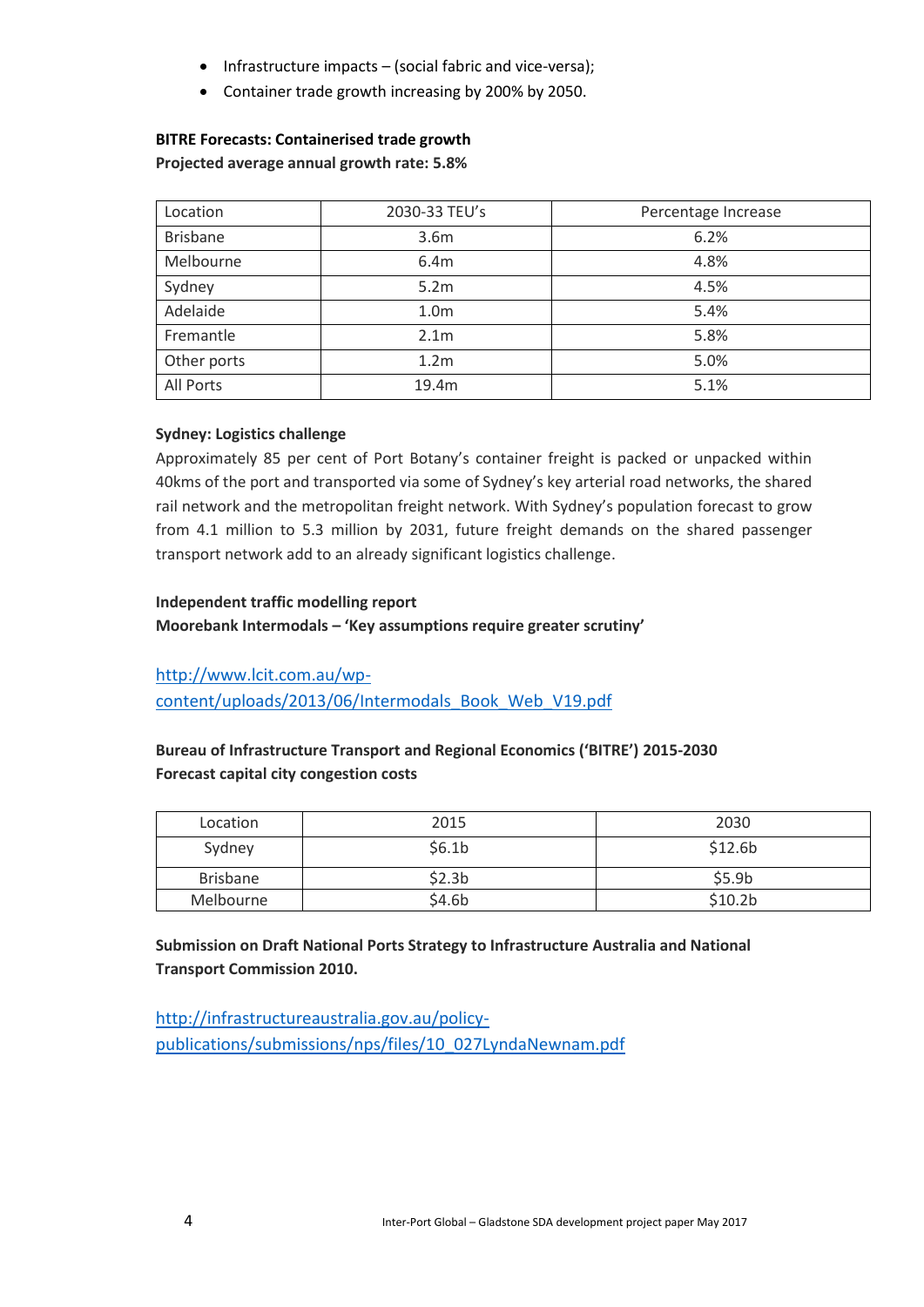- Infrastructure impacts – (social fabric and vice-versa);
- Container trade growth increasing by 200% by 2050.

**BITRE Forecasts: Containerised trade growth**
**Projected average annual growth rate: 5.8%**

| Location | 2030-33 TEU's | Percentage Increase |
|---|---|---|
| Brisbane | 3.6m | 6.2% |
| Melbourne | 6.4m | 4.8% |
| Sydney | 5.2m | 4.5% |
| Adelaide | 1.0m | 5.4% |
| Fremantle | 2.1m | 5.8% |
| Other ports | 1.2m | 5.0% |
| All Ports | 19.4m | 5.1% |

**Sydney: Logistics challenge**

Approximately 85 per cent of Port Botany's container freight is packed or unpacked within 40kms of the port and transported via some of Sydney's key arterial road networks, the shared rail network and the metropolitan freight network. With Sydney's population forecast to grow from 4.1 million to 5.3 million by 2031, future freight demands on the shared passenger transport network add to an already significant logistics challenge.

**Independent traffic modelling report**
**Moorebank Intermodals – 'Key assumptions require greater scrutiny'**

[http://www.lcit.com.au/wp-content/uploads/2013/06/Intermodals_Book_Web_V19.pdf](http://www.lcit.com.au/wp-content/uploads/2013/06/Intermodals_Book_Web_V19.pdf)

**Bureau of Infrastructure Transport and Regional Economics ('BITRE') 2015-2030**
**Forecast capital city congestion costs**

| Location | 2015 | 2030 |
|---|---|---|
| Sydney | $6.1b | $12.6b |
| Brisbane | $2.3b | $5.9b |
| Melbourne | $4.6b | $10.2b |

**Submission on Draft National Ports Strategy to Infrastructure Australia and National Transport Commission 2010.**

[http://infrastructureaustralia.gov.au/policy-publications/submissions/nps/files/10_027LyndaNewnam.pdf](http://infrastructureaustralia.gov.au/policy-publications/submissions/nps/files/10_027LyndaNewnam.pdf)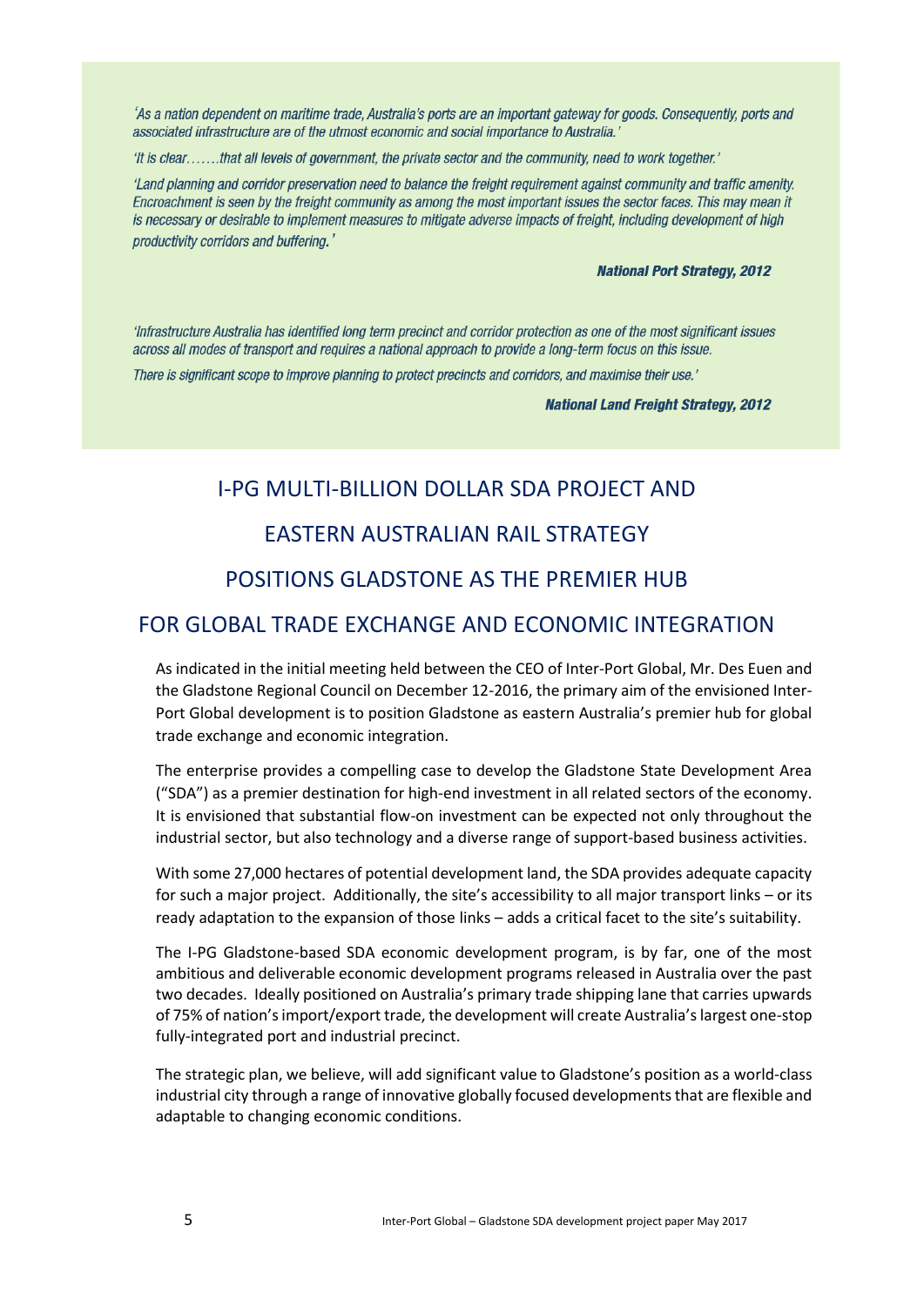*'As a nation dependent on maritime trade, Australia's ports are an important gateway for goods. Consequently, ports and associated infrastructure are of the utmost economic and social importance to Australia.'*

*'It is clear…….that all levels of government, the private sector and the community, need to work together.'*

*'Land planning and corridor preservation need to balance the freight requirement against community and traffic amenity. Encroachment is seen by the freight community as among the most important issues the sector faces. This may mean it is necessary or desirable to implement measures to mitigate adverse impacts of freight, including development of high productivity corridors and buffering.'*

***National Port Strategy, 2012***

*'Infrastructure Australia has identified long term precinct and corridor protection as one of the most significant issues across all modes of transport and requires a national approach to provide a long-term focus on this issue.*

*There is significant scope to improve planning to protect precincts and corridors, and maximise their use.'*

***National Land Freight Strategy, 2012***

## I-PG MULTI-BILLION DOLLAR SDA PROJECT AND EASTERN AUSTRALIAN RAIL STRATEGY POSITIONS GLADSTONE AS THE PREMIER HUB FOR GLOBAL TRADE EXCHANGE AND ECONOMIC INTEGRATION

As indicated in the initial meeting held between the CEO of Inter-Port Global, Mr. Des Euen and the Gladstone Regional Council on December 12-2016, the primary aim of the envisioned Inter-Port Global development is to position Gladstone as eastern Australia's premier hub for global trade exchange and economic integration.

The enterprise provides a compelling case to develop the Gladstone State Development Area ("SDA") as a premier destination for high-end investment in all related sectors of the economy. It is envisioned that substantial flow-on investment can be expected not only throughout the industrial sector, but also technology and a diverse range of support-based business activities.

With some 27,000 hectares of potential development land, the SDA provides adequate capacity for such a major project. Additionally, the site's accessibility to all major transport links – or its ready adaptation to the expansion of those links – adds a critical facet to the site's suitability.

The I-PG Gladstone-based SDA economic development program, is by far, one of the most ambitious and deliverable economic development programs released in Australia over the past two decades. Ideally positioned on Australia's primary trade shipping lane that carries upwards of 75% of nation's import/export trade, the development will create Australia's largest one-stop fully-integrated port and industrial precinct.

The strategic plan, we believe, will add significant value to Gladstone's position as a world-class industrial city through a range of innovative globally focused developments that are flexible and adaptable to changing economic conditions.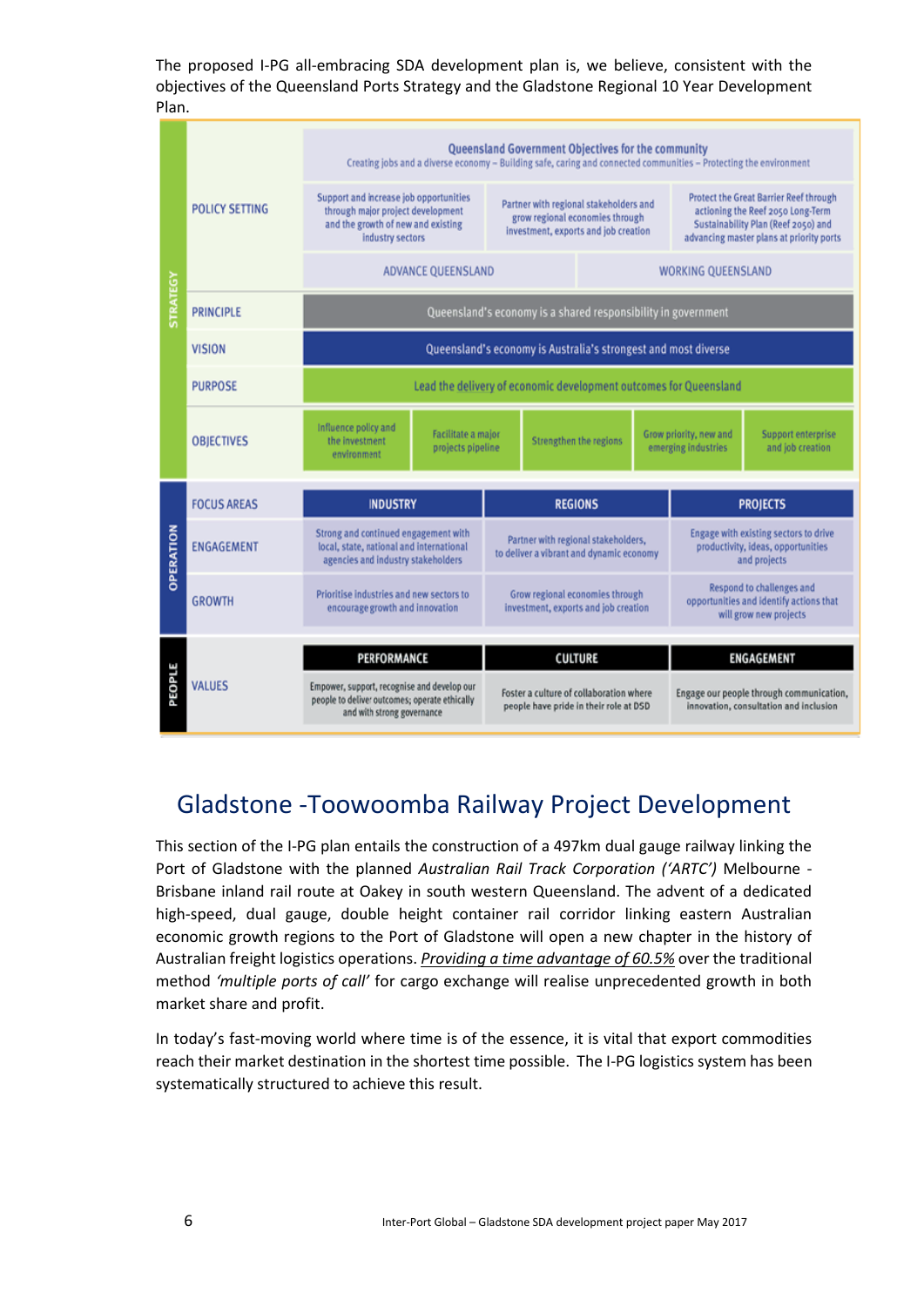The proposed I-PG all-embracing SDA development plan is, we believe, consistent with the objectives of the Queensland Ports Strategy and the Gladstone Regional 10 Year Development Plan.

| | | | | | | |
|---|---|---|---|---|---|---|
| STRATEGY | POLICY SETTING | **Queensland Government Objectives for the community** Creating jobs and a diverse economy – Building safe, caring and connected communities – Protecting the environment | | | | |
| | | Support and increase job opportunities through major project development and the growth of new and existing industry sectors | | Partner with regional stakeholders and grow regional economies through investment, exports and job creation | Protect the Great Barrier Reef through actioning the Reef 2050 Long-Term Sustainability Plan (Reef 2050) and advancing master plans at priority ports | |
| | | ADVANCE QUEENSLAND | | | WORKING QUEENSLAND | |
| | PRINCIPLE | Queensland's economy is a shared responsibility in government | | | | |
| | VISION | Queensland's economy is Australia's strongest and most diverse | | | | |
| | PURPOSE | Lead the delivery of economic development outcomes for Queensland | | | | |
| | OBJECTIVES | Influence policy and the investment environment | Facilitate a major projects pipeline | Strengthen the regions | Grow priority, new and emerging industries | Support enterprise and job creation |
| OPERATION | FOCUS AREAS | INDUSTRY | | REGIONS | PROJECTS | |
| | ENGAGEMENT | Strong and continued engagement with local, state, national and international agencies and industry stakeholders | | Partner with regional stakeholders, to deliver a vibrant and dynamic economy | Engage with existing sectors to drive productivity, ideas, opportunities and projects | |
| | GROWTH | Prioritise industries and new sectors to encourage growth and innovation | | Grow regional economies through investment, exports and job creation | Respond to challenges and opportunities and identify actions that will grow new projects | |
| PEOPLE | | PERFORMANCE | | CULTURE | ENGAGEMENT | |
| | VALUES | Empower, support, recognise and develop our people to deliver outcomes; operate ethically and with strong governance | | Foster a culture of collaboration where people have pride in their role at DSD | Engage our people through communication, innovation, consultation and inclusion | |

## Gladstone -Toowoomba Railway Project Development

This section of the I-PG plan entails the construction of a 497km dual gauge railway linking the Port of Gladstone with the planned *Australian Rail Track Corporation ('ARTC')* Melbourne - Brisbane inland rail route at Oakey in south western Queensland. The advent of a dedicated high-speed, dual gauge, double height container rail corridor linking eastern Australian economic growth regions to the Port of Gladstone will open a new chapter in the history of Australian freight logistics operations. *Providing a time advantage of 60.5%* over the traditional method *'multiple ports of call'* for cargo exchange will realise unprecedented growth in both market share and profit.

In today's fast-moving world where time is of the essence, it is vital that export commodities reach their market destination in the shortest time possible. The I-PG logistics system has been systematically structured to achieve this result.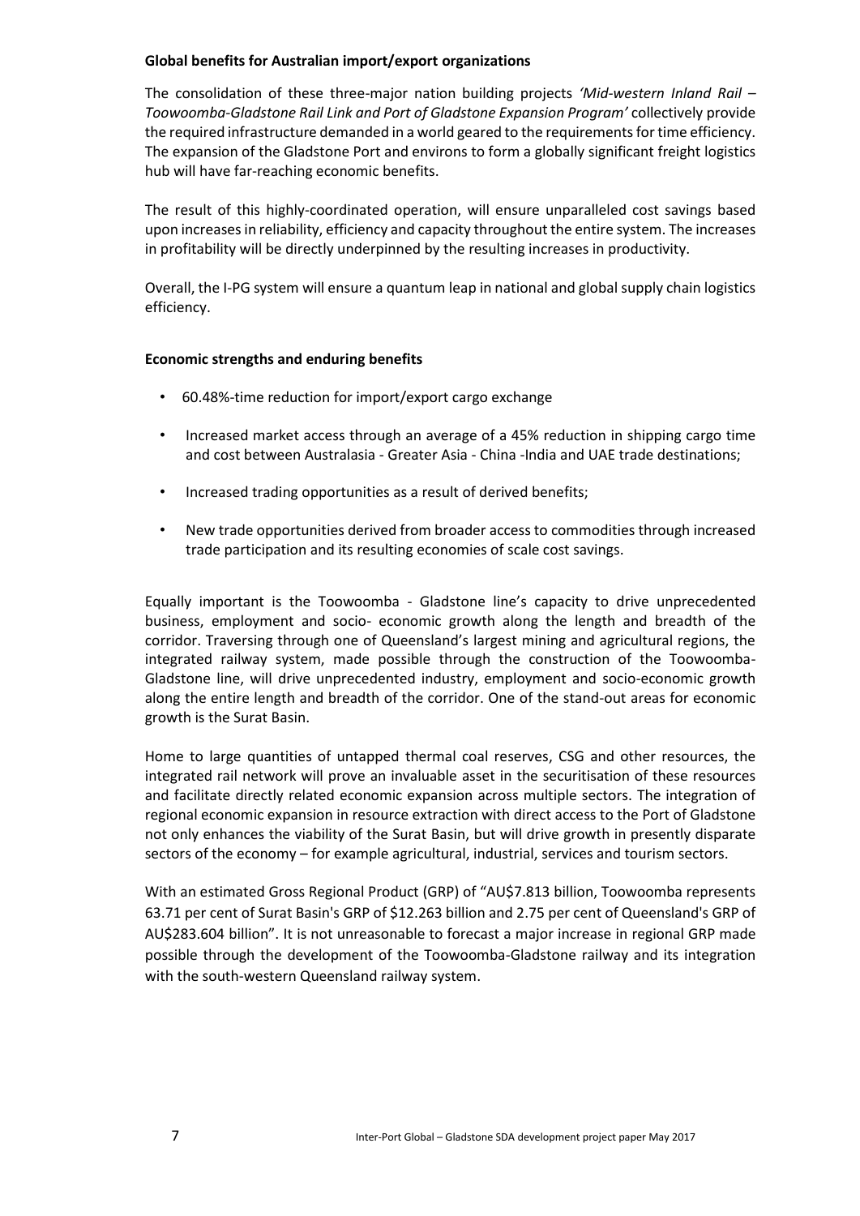**Global benefits for Australian import/export organizations**

The consolidation of these three-major nation building projects *'Mid-western Inland Rail – Toowoomba-Gladstone Rail Link and Port of Gladstone Expansion Program'* collectively provide the required infrastructure demanded in a world geared to the requirements for time efficiency. The expansion of the Gladstone Port and environs to form a globally significant freight logistics hub will have far-reaching economic benefits.

The result of this highly-coordinated operation, will ensure unparalleled cost savings based upon increases in reliability, efficiency and capacity throughout the entire system. The increases in profitability will be directly underpinned by the resulting increases in productivity.

Overall, the I-PG system will ensure a quantum leap in national and global supply chain logistics efficiency.

**Economic strengths and enduring benefits**

- 60.48%-time reduction for import/export cargo exchange
- Increased market access through an average of a 45% reduction in shipping cargo time and cost between Australasia - Greater Asia - China -India and UAE trade destinations;
- Increased trading opportunities as a result of derived benefits;
- New trade opportunities derived from broader access to commodities through increased trade participation and its resulting economies of scale cost savings.

Equally important is the Toowoomba - Gladstone line's capacity to drive unprecedented business, employment and socio- economic growth along the length and breadth of the corridor. Traversing through one of Queensland's largest mining and agricultural regions, the integrated railway system, made possible through the construction of the Toowoomba-Gladstone line, will drive unprecedented industry, employment and socio-economic growth along the entire length and breadth of the corridor. One of the stand-out areas for economic growth is the Surat Basin.

Home to large quantities of untapped thermal coal reserves, CSG and other resources, the integrated rail network will prove an invaluable asset in the securitisation of these resources and facilitate directly related economic expansion across multiple sectors. The integration of regional economic expansion in resource extraction with direct access to the Port of Gladstone not only enhances the viability of the Surat Basin, but will drive growth in presently disparate sectors of the economy – for example agricultural, industrial, services and tourism sectors.

With an estimated Gross Regional Product (GRP) of "AU$7.813 billion, Toowoomba represents 63.71 per cent of Surat Basin's GRP of $12.263 billion and 2.75 per cent of Queensland's GRP of AU$283.604 billion". It is not unreasonable to forecast a major increase in regional GRP made possible through the development of the Toowoomba-Gladstone railway and its integration with the south-western Queensland railway system.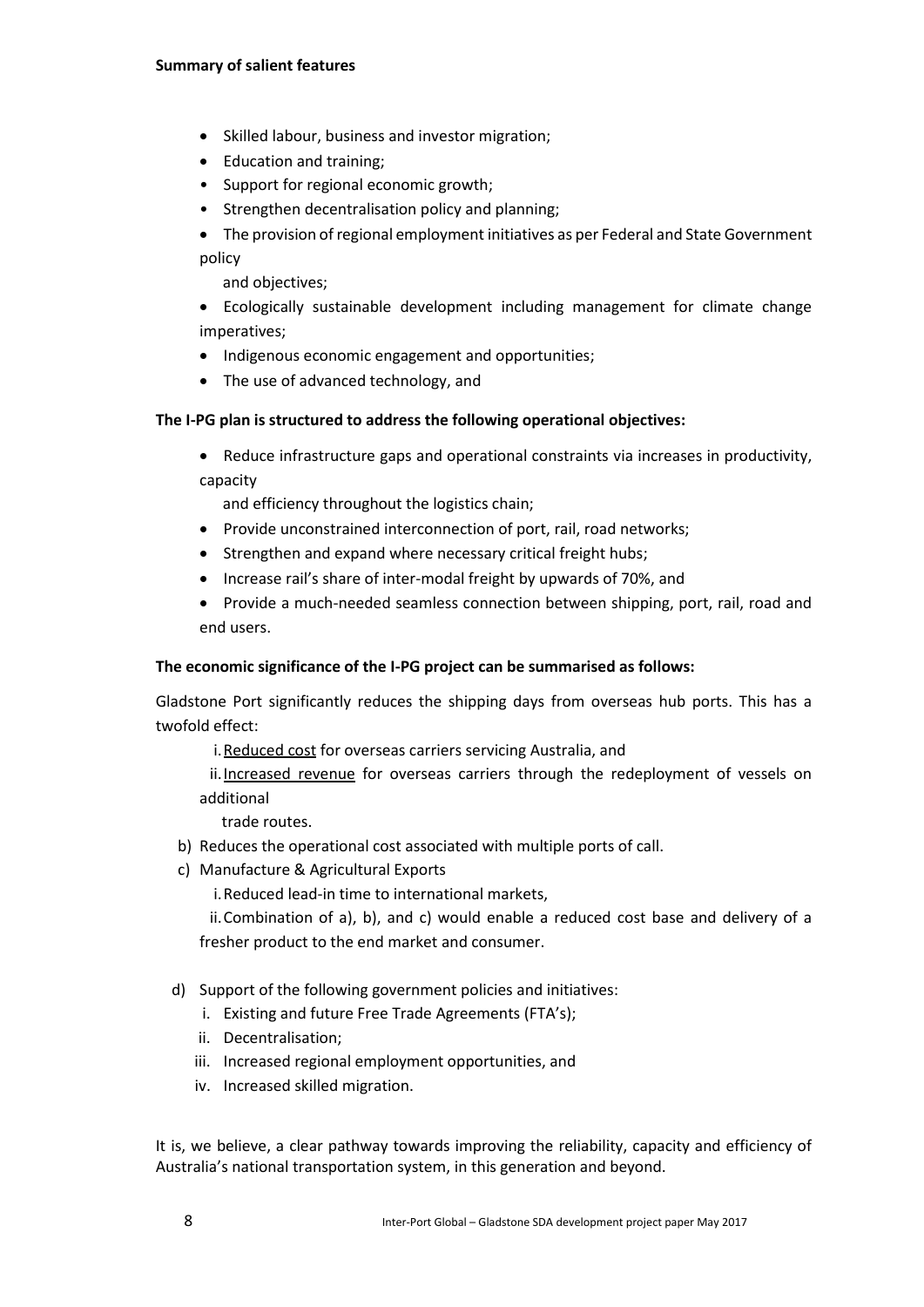**Summary of salient features**

- Skilled labour, business and investor migration;
- Education and training;
- Support for regional economic growth;
- Strengthen decentralisation policy and planning;
- The provision of regional employment initiatives as per Federal and State Government policy and objectives;
- Ecologically sustainable development including management for climate change imperatives;
- Indigenous economic engagement and opportunities;
- The use of advanced technology, and

**The I-PG plan is structured to address the following operational objectives:**

- Reduce infrastructure gaps and operational constraints via increases in productivity, capacity and efficiency throughout the logistics chain;
- Provide unconstrained interconnection of port, rail, road networks;
- Strengthen and expand where necessary critical freight hubs;
- Increase rail's share of inter-modal freight by upwards of 70%, and
- Provide a much-needed seamless connection between shipping, port, rail, road and end users.

**The economic significance of the I-PG project can be summarised as follows:**

Gladstone Port significantly reduces the shipping days from overseas hub ports. This has a twofold effect:

i. Reduced cost for overseas carriers servicing Australia, and

ii. Increased revenue for overseas carriers through the redeployment of vessels on additional trade routes.

b) Reduces the operational cost associated with multiple ports of call.

c) Manufacture & Agricultural Exports

i. Reduced lead-in time to international markets,

ii. Combination of a), b), and c) would enable a reduced cost base and delivery of a fresher product to the end market and consumer.

d) Support of the following government policies and initiatives:

i. Existing and future Free Trade Agreements (FTA's);

ii. Decentralisation;

iii. Increased regional employment opportunities, and

iv. Increased skilled migration.

It is, we believe, a clear pathway towards improving the reliability, capacity and efficiency of Australia's national transportation system, in this generation and beyond.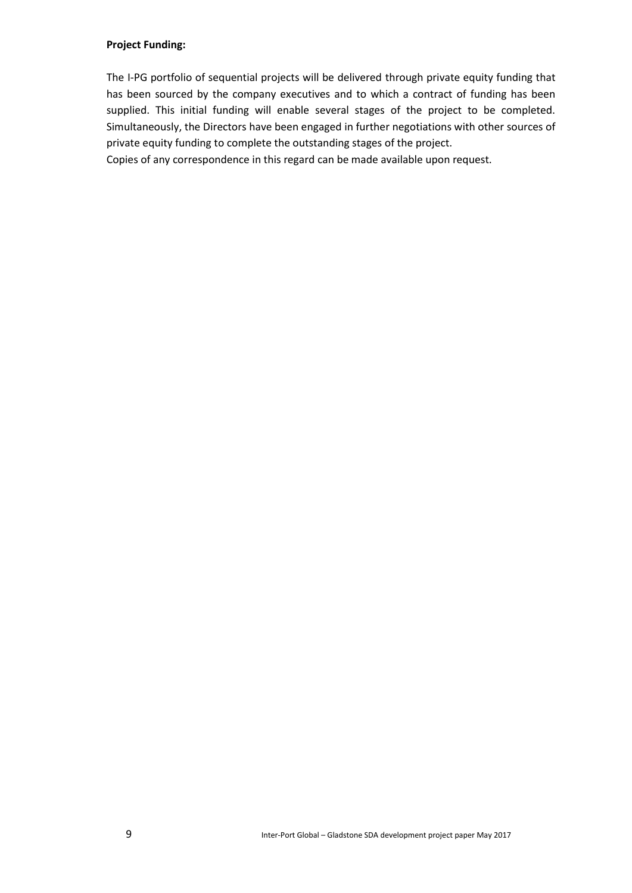**Project Funding:**

The I-PG portfolio of sequential projects will be delivered through private equity funding that has been sourced by the company executives and to which a contract of funding has been supplied. This initial funding will enable several stages of the project to be completed. Simultaneously, the Directors have been engaged in further negotiations with other sources of private equity funding to complete the outstanding stages of the project.

Copies of any correspondence in this regard can be made available upon request.